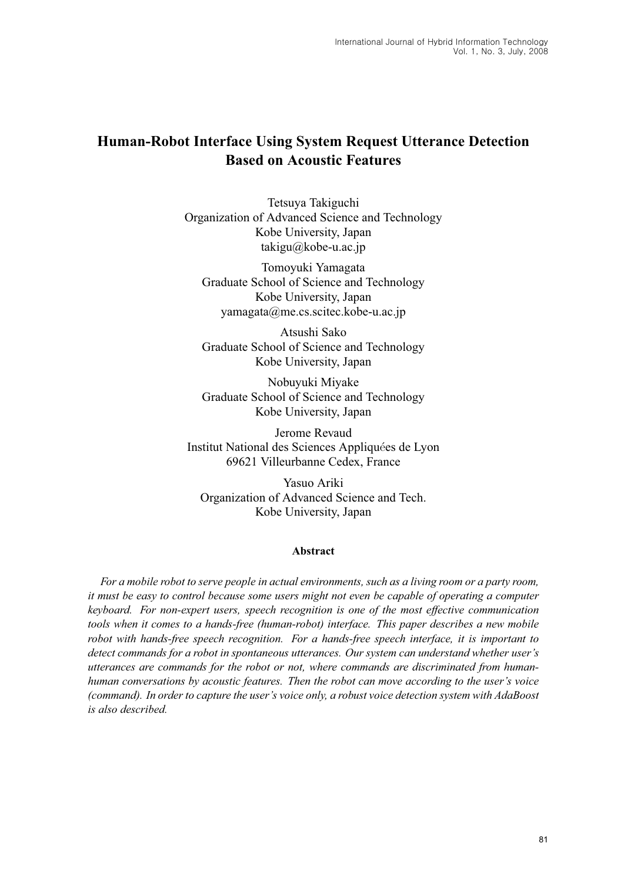# Human-Robot Interface Using System Request Utterance Detection Based on Acoustic Features

Tetsuya Takiguchi
Organization of Advanced Science and Technology
Kobe University, Japan
takigu@kobe-u.ac.jp

Tomoyuki Yamagata
Graduate School of Science and Technology
Kobe University, Japan
yamagata@me.cs.scitec.kobe-u.ac.jp

Atsushi Sako
Graduate School of Science and Technology
Kobe University, Japan

Nobuyuki Miyake
Graduate School of Science and Technology
Kobe University, Japan

Jerome Revaud
Institut National des Sciences Appliquées de Lyon
69621 Villeurbanne Cedex, France

Yasuo Ariki
Organization of Advanced Science and Tech.
Kobe University, Japan

### Abstract

*For a mobile robot to serve people in actual environments, such as a living room or a party room, it must be easy to control because some users might not even be capable of operating a computer keyboard. For non-expert users, speech recognition is one of the most effective communication tools when it comes to a hands-free (human-robot) interface. This paper describes a new mobile robot with hands-free speech recognition. For a hands-free speech interface, it is important to detect commands for a robot in spontaneous utterances. Our system can understand whether user's utterances are commands for the robot or not, where commands are discriminated from human-human conversations by acoustic features. Then the robot can move according to the user's voice (command). In order to capture the user's voice only, a robust voice detection system with AdaBoost is also described.*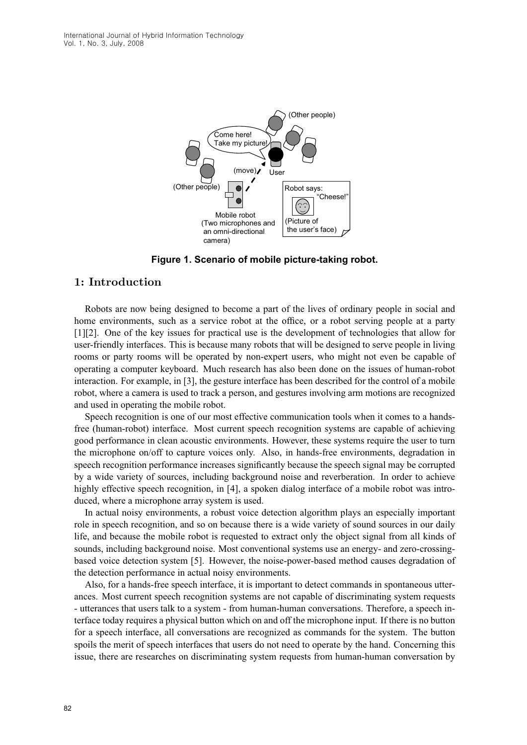(Other people)

Come here!
Take my picture!

(move)

User

(Other people)

Robot says:
"Cheese!"

(Picture of
the user's face)

Mobile robot
(Two microphones and
an omni-directional
camera)

**Figure 1. Scenario of mobile picture-taking robot.**

## 1: Introduction

Robots are now being designed to become a part of the lives of ordinary people in social and home environments, such as a service robot at the office, or a robot serving people at a party [1][2]. One of the key issues for practical use is the development of technologies that allow for user-friendly interfaces. This is because many robots that will be designed to serve people in living rooms or party rooms will be operated by non-expert users, who might not even be capable of operating a computer keyboard. Much research has also been done on the issues of human-robot interaction. For example, in [3], the gesture interface has been described for the control of a mobile robot, where a camera is used to track a person, and gestures involving arm motions are recognized and used in operating the mobile robot.

Speech recognition is one of our most effective communication tools when it comes to a hands-free (human-robot) interface. Most current speech recognition systems are capable of achieving good performance in clean acoustic environments. However, these systems require the user to turn the microphone on/off to capture voices only. Also, in hands-free environments, degradation in speech recognition performance increases significantly because the speech signal may be corrupted by a wide variety of sources, including background noise and reverberation. In order to achieve highly effective speech recognition, in [4], a spoken dialog interface of a mobile robot was introduced, where a microphone array system is used.

In actual noisy environments, a robust voice detection algorithm plays an especially important role in speech recognition, and so on because there is a wide variety of sound sources in our daily life, and because the mobile robot is requested to extract only the object signal from all kinds of sounds, including background noise. Most conventional systems use an energy- and zero-crossing-based voice detection system [5]. However, the noise-power-based method causes degradation of the detection performance in actual noisy environments.

Also, for a hands-free speech interface, it is important to detect commands in spontaneous utterances. Most current speech recognition systems are not capable of discriminating system requests - utterances that users talk to a system - from human-human conversations. Therefore, a speech interface today requires a physical button which on and off the microphone input. If there is no button for a speech interface, all conversations are recognized as commands for the system. The button spoils the merit of speech interfaces that users do not need to operate by the hand. Concerning this issue, there are researches on discriminating system requests from human-human conversation by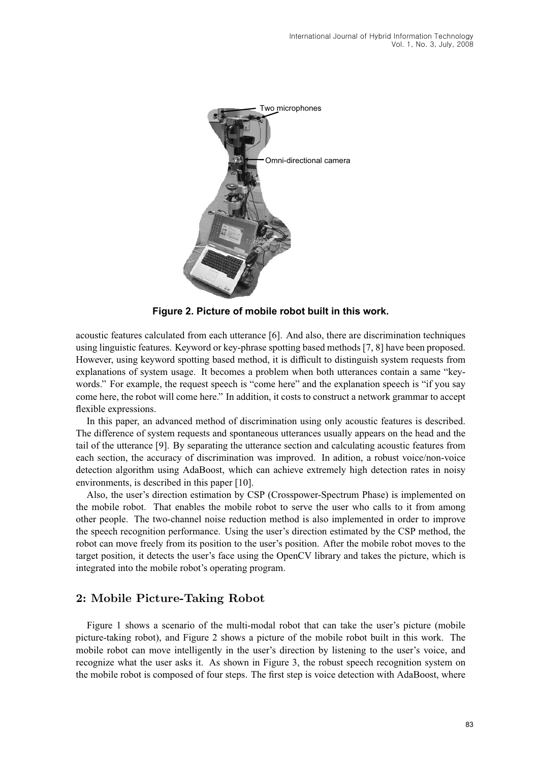Two microphones

Omni-directional camera

**Figure 2. Picture of mobile robot built in this work.**

acoustic features calculated from each utterance [6]. And also, there are discrimination techniques using linguistic features. Keyword or key-phrase spotting based methods [7, 8] have been proposed. However, using keyword spotting based method, it is difficult to distinguish system requests from explanations of system usage. It becomes a problem when both utterances contain a same "keywords." For example, the request speech is "come here" and the explanation speech is "if you say come here, the robot will come here." In addition, it costs to construct a network grammar to accept flexible expressions.

In this paper, an advanced method of discrimination using only acoustic features is described. The difference of system requests and spontaneous utterances usually appears on the head and the tail of the utterance [9]. By separating the utterance section and calculating acoustic features from each section, the accuracy of discrimination was improved. In adition, a robust voice/non-voice detection algorithm using AdaBoost, which can achieve extremely high detection rates in noisy environments, is described in this paper [10].

Also, the user's direction estimation by CSP (Crosspower-Spectrum Phase) is implemented on the mobile robot. That enables the mobile robot to serve the user who calls to it from among other people. The two-channel noise reduction method is also implemented in order to improve the speech recognition performance. Using the user's direction estimated by the CSP method, the robot can move freely from its position to the user's position. After the mobile robot moves to the target position, it detects the user's face using the OpenCV library and takes the picture, which is integrated into the mobile robot's operating program.

## 2: Mobile Picture-Taking Robot

Figure 1 shows a scenario of the multi-modal robot that can take the user's picture (mobile picture-taking robot), and Figure 2 shows a picture of the mobile robot built in this work. The mobile robot can move intelligently in the user's direction by listening to the user's voice, and recognize what the user asks it. As shown in Figure 3, the robust speech recognition system on the mobile robot is composed of four steps. The first step is voice detection with AdaBoost, where